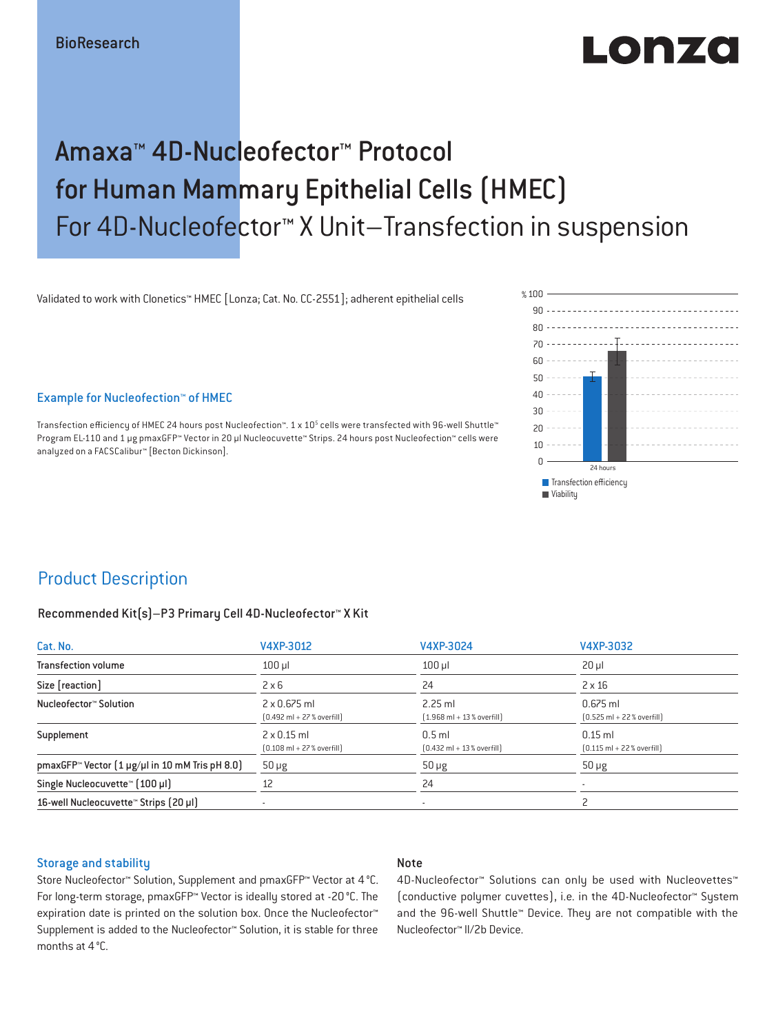BioResearch

# Amaxa™ 4D-Nucleofector™ Protocol for Human Mammary Epithelial Cells (HMEC)

## For 4D-Nucleofector™ X Unit–Transfection in suspension

Validated to work with Clonetics™ HMEC [Lonza; Cat. No. CC-2551]; adherent epithelial cells

### Example for Nucleofector™ of HMEC

Transfection efficiency of HMEC 24 hours post Nucleofector™. 1 x $10^5$ cells were transfected with 96-well Shuttle™ Program EL-110 and 1 µg pmaxGFP™ Vector in 20 µl Nucleocuvette™ Strips. 24 hours post Nucleofection™ cells were analyzed on a FACSCalibur™ [Becton Dickinson].

## Product Description

### Recommended Kit(s)–P3 Primary Cell 4D-Nucleofector™ X Kit

| Cat. No. | V4XP-3012 | V4XP-3024 | V4XP-3032 |
|---|---|---|---|
| Transfection volume | 100 µl | 100 µl | 20 µl |
| Size [reaction] | 2 x 6 | 24 | 2 x 16 |
| Nucleofector™ Solution | 2 x 0.675 ml (0.492 ml + 27 % overfill) | 2.25 ml (1.968 ml + 13 % overfill) | 0.675 ml (0.525 ml + 22 % overfill) |
| Supplement | 2 x 0.15 ml (0.108 ml + 27 % overfill) | 0.5 ml (0.432 ml + 13 % overfill) | 0.15 ml (0.115 ml + 22 % overfill) |
| pmaxGFP™ Vector (1 µg/µl in 10 mM Tris pH 8.0) | 50 µg | 50 µg | 50 µg |
| Single Nucleocuvette™ (100 µl) | 12 | 24 | - |
| 16-well Nucleocuvette™ Strips (20 µl) | - | - | 2 |

### Storage and stability

Store Nucleofector™ Solution, Supplement and pmaxGFP™ Vector at 4 °C. For long-term storage, pmaxGFP™ Vector is ideally stored at -20 °C. The expiration date is printed on the solution box. Once the Nucleofector™ Supplement is added to the Nucleofector™ Solution, it is stable for three months at 4 °C.

### Note

4D-Nucleofector™ Solutions can only be used with Nucleovettes™ (conductive polymer cuvettes), i.e. in the 4D-Nucleofector™ System and the 96-well Shuttle™ Device. They are not compatible with the Nucleofector™ II/2b Device.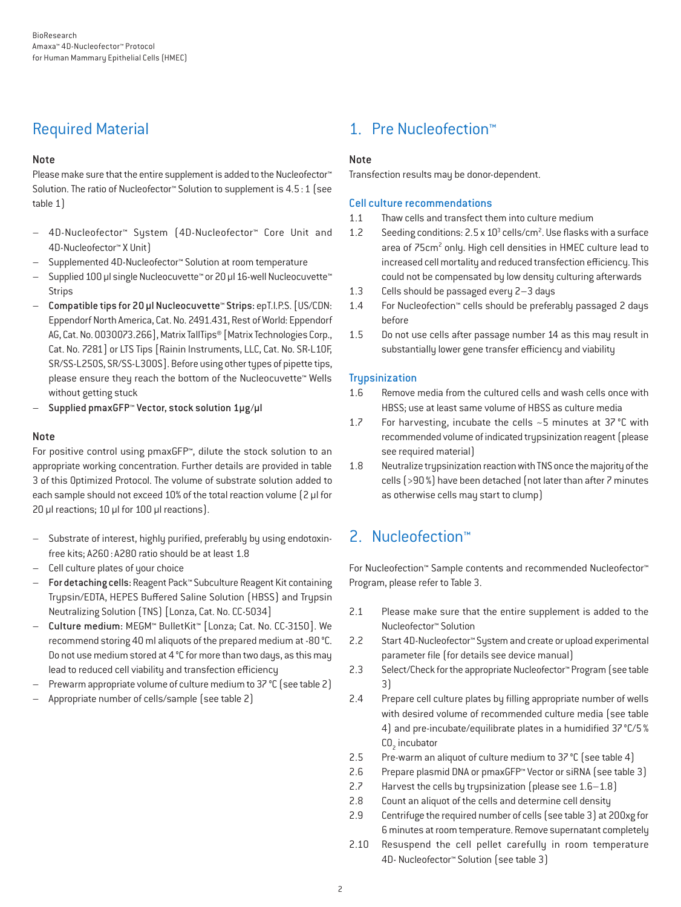## Required Material

### Note

Please make sure that the entire supplement is added to the Nucleofector™ Solution. The ratio of Nucleofector™ Solution to supplement is 4.5 : 1 (see table 1)

- 4D-Nucleofector™ System (4D-Nucleofector™ Core Unit and 4D-Nucleofector™ X Unit)
- Supplemented 4D-Nucleofector™ Solution at room temperature
- Supplied 100 µl single Nucleocuvette™ or 20 µl 16-well Nucleocuvette™ Strips
- **Compatible tips for 20 µl Nucleocuvette™ Strips:** epT.I.P.S. [US/CDN: Eppendorf North America, Cat. No. 2491.431, Rest of World: Eppendorf AG, Cat. No. 0030073.266], Matrix TallTips® [Matrix Technologies Corp., Cat. No. 7281] or LTS Tips [Rainin Instruments, LLC, Cat. No. SR-L10F, SR/SS-L250S, SR/SS-L300S]. Before using other types of pipette tips, please ensure they reach the bottom of the Nucleocuvette™ Wells without getting stuck
- **Supplied pmaxGFP™ Vector, stock solution 1µg/µl**

### Note

For positive control using pmaxGFP™, dilute the stock solution to an appropriate working concentration. Further details are provided in table 3 of this Optimized Protocol. The volume of substrate solution added to each sample should not exceed 10% of the total reaction volume (2 µl for 20 µl reactions; 10 µl for 100 µl reactions).

- Substrate of interest, highly purified, preferably by using endotoxin-free kits; A260 : A280 ratio should be at least 1.8
- Cell culture plates of your choice
- **For detaching cells:** Reagent Pack™ Subculture Reagent Kit containing Trypsin/EDTA, HEPES Buffered Saline Solution (HBSS) and Trypsin Neutralizing Solution (TNS) [Lonza, Cat. No. CC-5034]
- **Culture medium:** MEGM™ BulletKit™ [Lonza; Cat. No. CC-3150]. We recommend storing 40 ml aliquots of the prepared medium at -80 °C. Do not use medium stored at 4 °C for more than two days, as this may lead to reduced cell viability and transfection efficiency
- Prewarm appropriate volume of culture medium to 37 °C (see table 2)
- Appropriate number of cells/sample (see table 2)

## 1. Pre Nucleofection™

### Note

Transfection results may be donor-dependent.

### Cell culture recommendations

1.1 Thaw cells and transfect them into culture medium

1.2 Seeding conditions: $2.5 \times 10^3$ cells/cm². Use flasks with a surface area of 75cm² only. High cell densities in HMEC culture lead to increased cell mortality and reduced transfection efficiency. This could not be compensated by low density culturing afterwards

1.3 Cells should be passaged every 2–3 days

1.4 For Nucleofection™ cells should be preferably passaged 2 days before

1.5 Do not use cells after passage number 14 as this may result in substantially lower gene transfer efficiency and viability

### Trypsinization

1.6 Remove media from the cultured cells and wash cells once with HBSS; use at least same volume of HBSS as culture media

1.7 For harvesting, incubate the cells ~5 minutes at 37 °C with recommended volume of indicated trypsinization reagent (please see required material)

1.8 Neutralize trypsinization reaction with TNS once the majority of the cells (>90 %) have been detached (not later than after 7 minutes as otherwise cells may start to clump)

## 2. Nucleofection™

For Nucleofection™ Sample contents and recommended Nucleofector™ Program, please refer to Table 3.

2.1 Please make sure that the entire supplement is added to the Nucleofector™ Solution

2.2 Start 4D-Nucleofector™ System and create or upload experimental parameter file (for details see device manual)

2.3 Select/Check for the appropriate Nucleofector™ Program (see table 3)

2.4 Prepare cell culture plates by filling appropriate number of wells with desired volume of recommended culture media (see table 4) and pre-incubate/equilibrate plates in a humidified 37 °C/5 % $CO_2$ incubator

2.5 Pre-warm an aliquot of culture medium to 37 °C (see table 4)

2.6 Prepare plasmid DNA or pmaxGFP™ Vector or siRNA (see table 3)

2.7 Harvest the cells by trypsinization (please see 1.6–1.8)

2.8 Count an aliquot of the cells and determine cell density

2.9 Centrifuge the required number of cells (see table 3) at 200xg for 6 minutes at room temperature. Remove supernatant completely

2.10 Resuspend the cell pellet carefully in room temperature 4D- Nucleofector™ Solution (see table 3)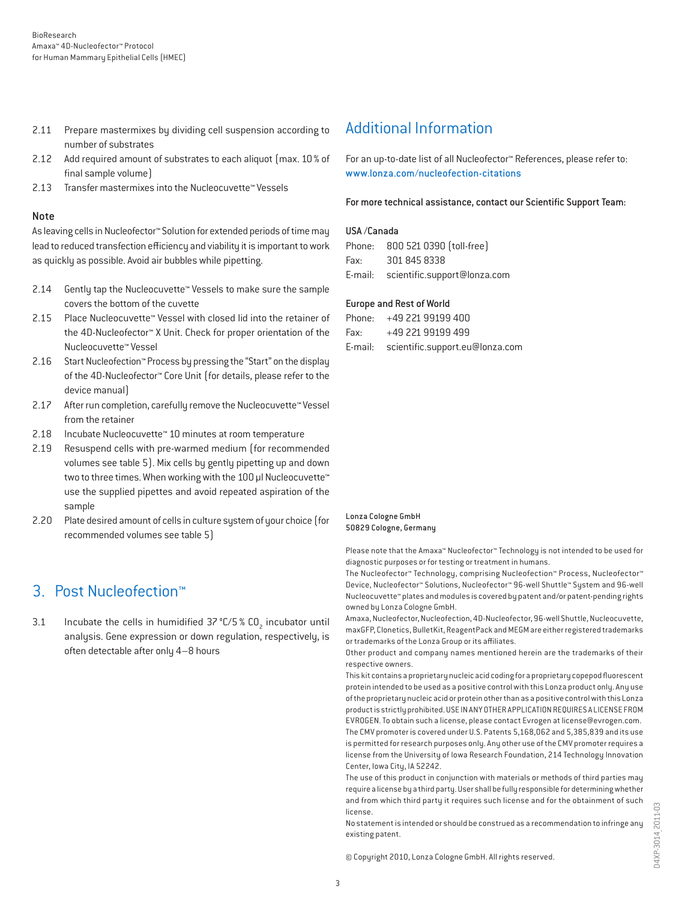2.11 Prepare mastermixes by dividing cell suspension according to number of substrates
2.12 Add required amount of substrates to each aliquot (max. 10 % of final sample volume)
2.13 Transfer mastermixes into the Nucleocuvette™ Vessels

### Note

As leaving cells in Nucleofector™ Solution for extended periods of time may lead to reduced transfection efficiency and viability it is important to work as quickly as possible. Avoid air bubbles while pipetting.

2.14 Gently tap the Nucleocuvette™ Vessels to make sure the sample covers the bottom of the cuvette
2.15 Place Nucleocuvette™ Vessel with closed lid into the retainer of the 4D-Nucleofector™ X Unit. Check for proper orientation of the Nucleocuvette™ Vessel
2.16 Start Nucleofection™ Process by pressing the "Start" on the display of the 4D-Nucleofector™ Core Unit (for details, please refer to the device manual)
2.17 After run completion, carefully remove the Nucleocuvette™ Vessel from the retainer
2.18 Incubate Nucleocuvette™ 10 minutes at room temperature
2.19 Resuspend cells with pre-warmed medium (for recommended volumes see table 5). Mix cells by gently pipetting up and down two to three times. When working with the 100 µl Nucleocuvette™ use the supplied pipettes and avoid repeated aspiration of the sample
2.20 Plate desired amount of cells in culture system of your choice (for recommended volumes see table 5)

## 3. Post Nucleofection™

3.1 Incubate the cells in humidified 37 °C/5 % $CO_2$ incubator until analysis. Gene expression or down regulation, respectively, is often detectable after only 4–8 hours

## Additional Information

For an up-to-date list of all Nucleofector™ References, please refer to: www.lonza.com/nucleofection-citations

**For more technical assistance, contact our Scientific Support Team:**

**USA /Canada**
Phone: 800 521 0390 (toll-free)
Fax: 301 845 8338
E-mail: scientific.support@lonza.com

**Europe and Rest of World**
Phone: +49 221 99199 400
Fax: +49 221 99199 499
E-mail: scientific.support.eu@lonza.com

**Lonza Cologne GmbH**
**50829 Cologne, Germany**

Please note that the Amaxa™ Nucleofector™ Technology is not intended to be used for diagnostic purposes or for testing or treatment in humans.
The Nucleofector™ Technology, comprising Nucleofection™ Process, Nucleofector™ Device, Nucleofector™ Solutions, Nucleofector™ 96-well Shuttle™ System and 96-well Nucleocuvette™ plates and modules is covered by patent and/or patent-pending rights owned by Lonza Cologne GmbH.
Amaxa, Nucleofector, Nucleofection, 4D-Nucleofector, 96-well Shuttle, Nucleocuvette, maxGFP, Clonetics, BulletKit, ReagentPack and MEGM are either registered trademarks or trademarks of the Lonza Group or its affiliates.
Other product and company names mentioned herein are the trademarks of their respective owners.
This kit contains a proprietary nucleic acid coding for a proprietary copepod fluorescent protein intended to be used as a positive control with this Lonza product only. Any use of the proprietary nucleic acid or protein other than as a positive control with this Lonza product is strictly prohibited. USE IN ANY OTHER APPLICATION REQUIRES A LICENSE FROM EVROGEN. To obtain such a license, please contact Evrogen at license@evrogen.com.
The CMV promoter is covered under U.S. Patents 5,168,062 and 5,385,839 and its use is permitted for research purposes only. Any other use of the CMV promoter requires a license from the University of Iowa Research Foundation, 214 Technology Innovation Center, Iowa City, IA 52242.
The use of this product in conjunction with materials or methods of third parties may require a license by a third party. User shall be fully responsible for determining whether and from which third party it requires such license and for the obtainment of such license.
No statement is intended or should be construed as a recommendation to infringe any existing patent.

© Copyright 2010, Lonza Cologne GmbH. All rights reserved.

D4XP-3014_2011-03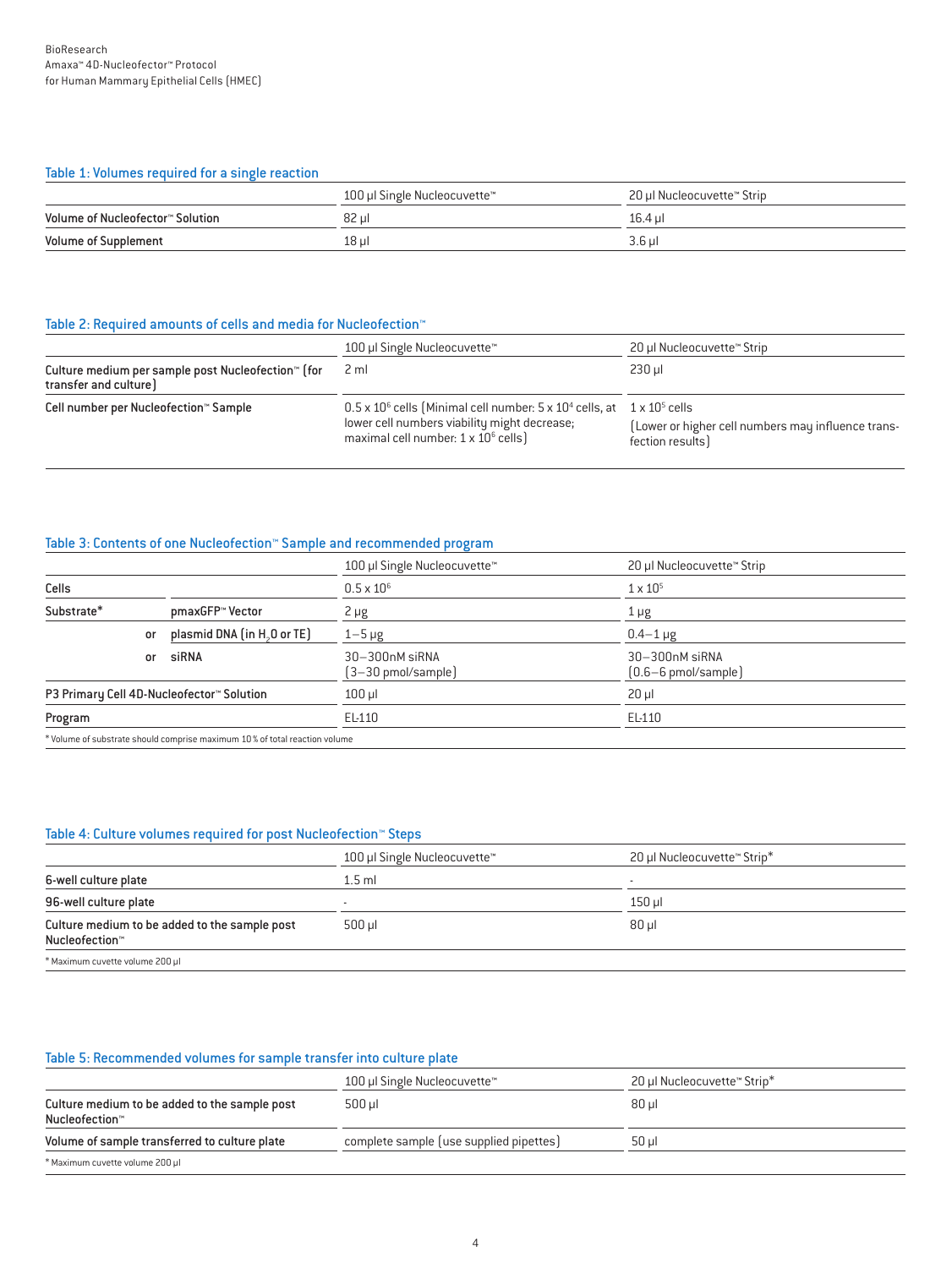### Table 1: Volumes required for a single reaction

| | 100 µl Single Nucleocuvette™ | 20 µl Nucleocuvette™ Strip |
|---|---|---|
| **Volume of Nucleofector™ Solution** | 82 µl | 16.4 µl |
| **Volume of Supplement** | 18 µl | 3.6 µl |

### Table 2: Required amounts of cells and media for Nucleofection™

| | 100 µl Single Nucleocuvette™ | 20 µl Nucleocuvette™ Strip |
|---|---|---|
| **Culture medium per sample post Nucleofection™ (for transfer and culture)** | 2 ml | 230 µl |
| **Cell number per Nucleofection™ Sample** | $0.5 \times 10^6$ cells (Minimal cell number: $5 \times 10^4$ cells, at lower cell numbers viability might decrease; maximal cell number: $1 \times 10^6$ cells) | $1 \times 10^5$ cells (Lower or higher cell numbers may influence transfection results) |

### Table 3: Contents of one Nucleofection™ Sample and recommended program

| | | 100 µl Single Nucleocuvette™ | 20 µl Nucleocuvette™ Strip |
|---|---|---|---|
| **Cells** | | $0.5 \times 10^6$ | $1 \times 10^5$ |
| **Substrate*** | **pmaxGFP™ Vector** | 2 µg | 1 µg |
| **or** | **plasmid DNA (in $H_2O$ or TE)** | 1–5 µg | 0.4–1 µg |
| **or** | **siRNA** | 30–300nM siRNA (3–30 pmol/sample) | 30–300nM siRNA (0.6–6 pmol/sample) |
| **P3 Primary Cell 4D-Nucleofector™ Solution** | | 100 µl | 20 µl |
| **Program** | | EL-110 | EL-110 |

\* Volume of substrate should comprise maximum 10 % of total reaction volume

### Table 4: Culture volumes required for post Nucleofection™ Steps

| | 100 µl Single Nucleocuvette™ | 20 µl Nucleocuvette™ Strip* |
|---|---|---|
| **6-well culture plate** | 1.5 ml | - |
| **96-well culture plate** | - | 150 µl |
| **Culture medium to be added to the sample post Nucleofection™** | 500 µl | 80 µl |

\* Maximum cuvette volume 200 µl

### Table 5: Recommended volumes for sample transfer into culture plate

| | 100 µl Single Nucleocuvette™ | 20 µl Nucleocuvette™ Strip* |
|---|---|---|
| **Culture medium to be added to the sample post Nucleofection™** | 500 µl | 80 µl |
| **Volume of sample transferred to culture plate** | complete sample (use supplied pipettes) | 50 µl |

\* Maximum cuvette volume 200 µl